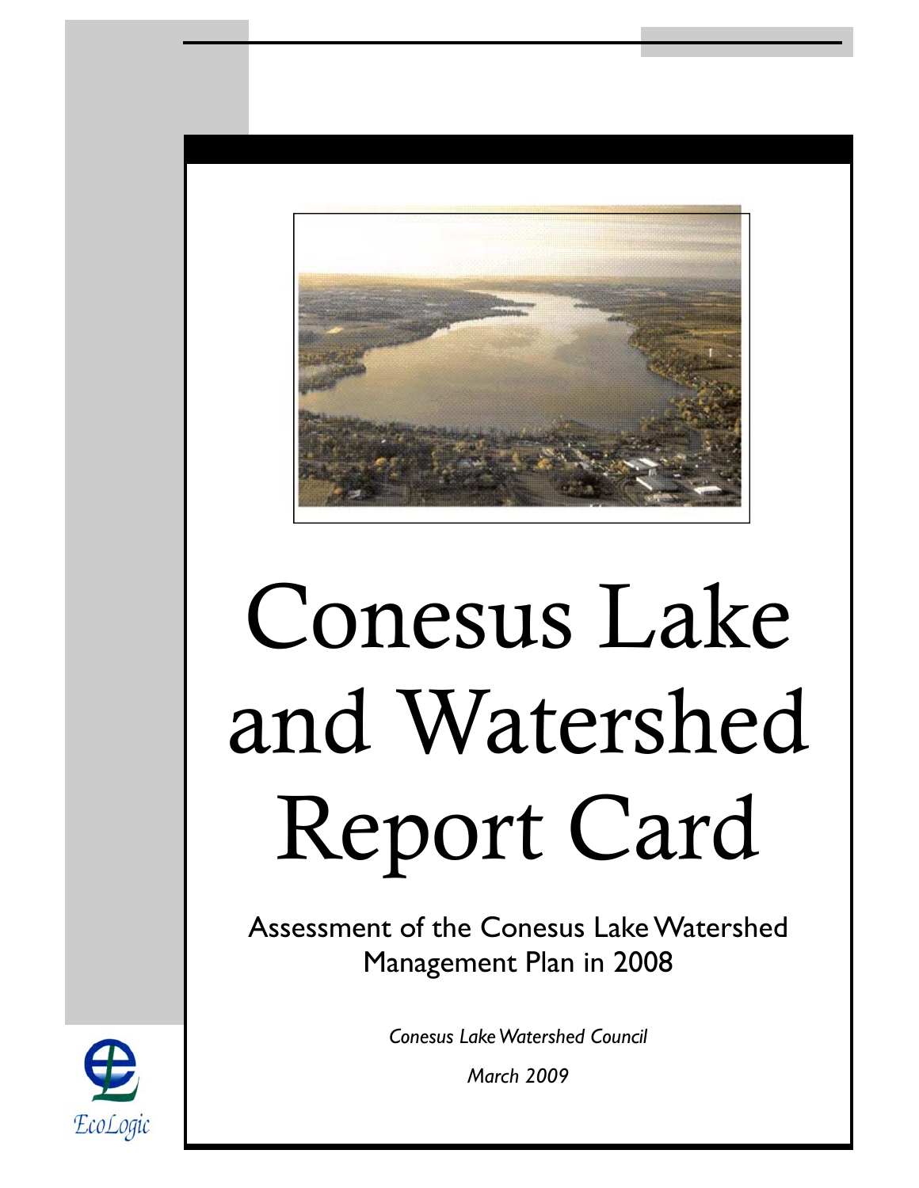# Conesus Lake and Watershed Report Card

Assessment of the Conesus Lake Watershed Management Plan in 2008

*Conesus Lake Watershed Council*

*March 2009*

*EcoLogic*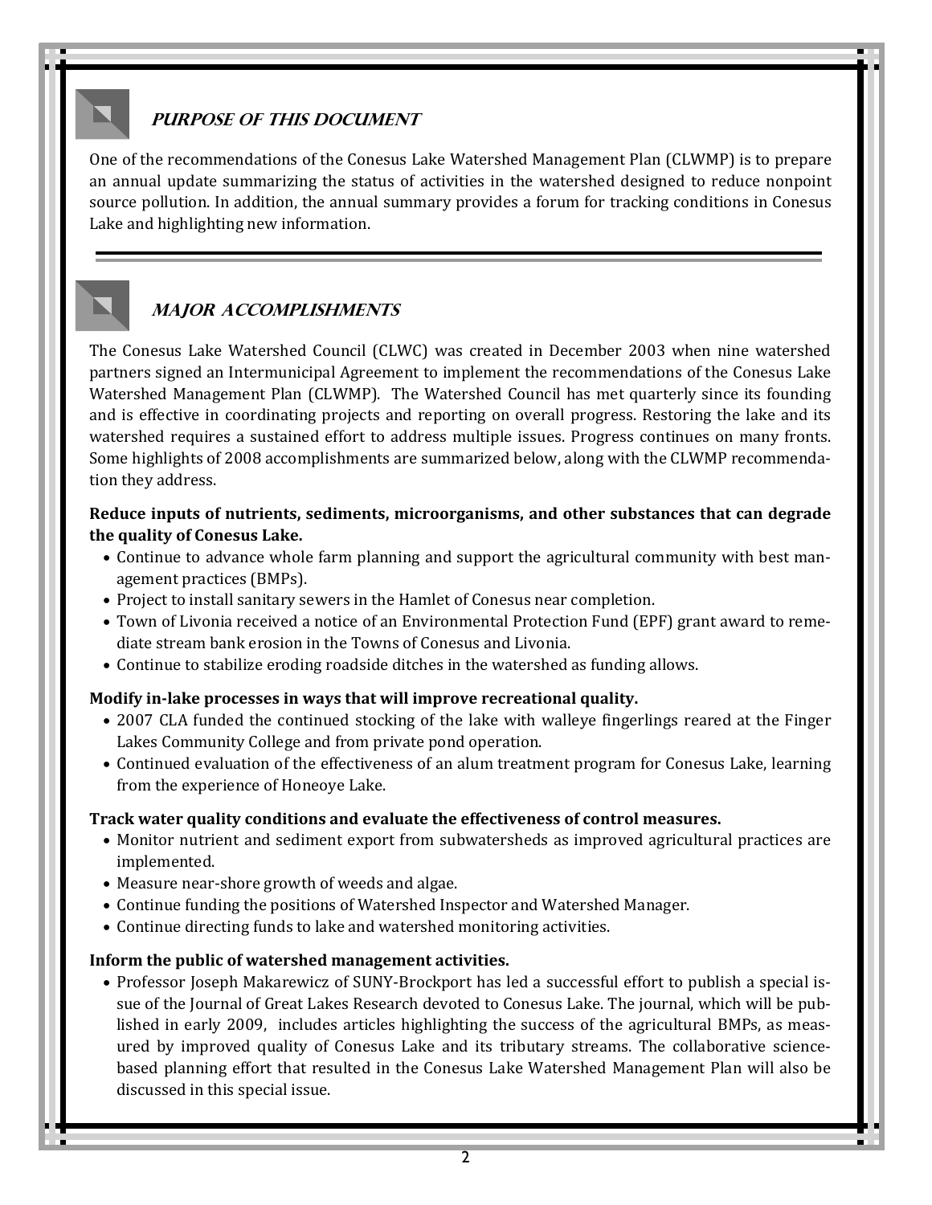## *PURPOSE OF THIS DOCUMENT*

One of the recommendations of the Conesus Lake Watershed Management Plan (CLWMP) is to prepare an annual update summarizing the status of activities in the watershed designed to reduce nonpoint source pollution. In addition, the annual summary provides a forum for tracking conditions in Conesus Lake and highlighting new information.

## *MAJOR ACCOMPLISHMENTS*

The Conesus Lake Watershed Council (CLWC) was created in December 2003 when nine watershed partners signed an Intermunicipal Agreement to implement the recommendations of the Conesus Lake Watershed Management Plan (CLWMP). The Watershed Council has met quarterly since its founding and is effective in coordinating projects and reporting on overall progress. Restoring the lake and its watershed requires a sustained effort to address multiple issues. Progress continues on many fronts. Some highlights of 2008 accomplishments are summarized below, along with the CLWMP recommendation they address.

**Reduce inputs of nutrients, sediments, microorganisms, and other substances that can degrade the quality of Conesus Lake.**

- Continue to advance whole farm planning and support the agricultural community with best management practices (BMPs).
- Project to install sanitary sewers in the Hamlet of Conesus near completion.
- Town of Livonia received a notice of an Environmental Protection Fund (EPF) grant award to remediate stream bank erosion in the Towns of Conesus and Livonia.
- Continue to stabilize eroding roadside ditches in the watershed as funding allows.

**Modify in-lake processes in ways that will improve recreational quality.**

- 2007 CLA funded the continued stocking of the lake with walleye fingerlings reared at the Finger Lakes Community College and from private pond operation.
- Continued evaluation of the effectiveness of an alum treatment program for Conesus Lake, learning from the experience of Honeoye Lake.

**Track water quality conditions and evaluate the effectiveness of control measures.**

- Monitor nutrient and sediment export from subwatersheds as improved agricultural practices are implemented.
- Measure near-shore growth of weeds and algae.
- Continue funding the positions of Watershed Inspector and Watershed Manager.
- Continue directing funds to lake and watershed monitoring activities.

**Inform the public of watershed management activities.**

- Professor Joseph Makarewicz of SUNY-Brockport has led a successful effort to publish a special issue of the Journal of Great Lakes Research devoted to Conesus Lake. The journal, which will be published in early 2009, includes articles highlighting the success of the agricultural BMPs, as measured by improved quality of Conesus Lake and its tributary streams. The collaborative science-based planning effort that resulted in the Conesus Lake Watershed Management Plan will also be discussed in this special issue.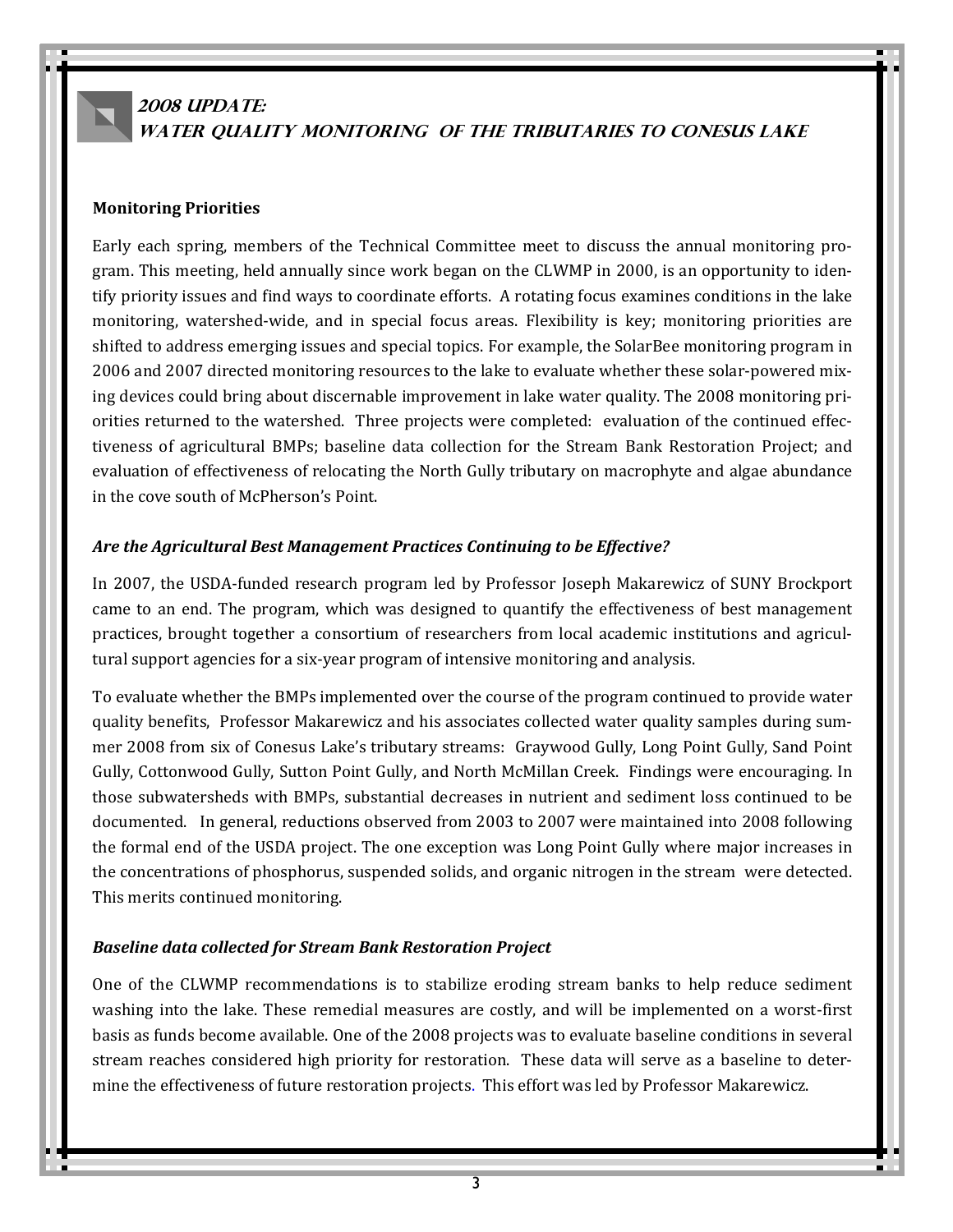# 2008 Update: Water Quality Monitoring of the Tributaries to Conesus Lake

**Monitoring Priorities**

Early each spring, members of the Technical Committee meet to discuss the annual monitoring program. This meeting, held annually since work began on the CLWMP in 2000, is an opportunity to identify priority issues and find ways to coordinate efforts. A rotating focus examines conditions in the lake monitoring, watershed-wide, and in special focus areas. Flexibility is key; monitoring priorities are shifted to address emerging issues and special topics. For example, the SolarBee monitoring program in 2006 and 2007 directed monitoring resources to the lake to evaluate whether these solar-powered mixing devices could bring about discernable improvement in lake water quality. The 2008 monitoring priorities returned to the watershed. Three projects were completed: evaluation of the continued effectiveness of agricultural BMPs; baseline data collection for the Stream Bank Restoration Project; and evaluation of effectiveness of relocating the North Gully tributary on macrophyte and algae abundance in the cove south of McPherson's Point.

***Are the Agricultural Best Management Practices Continuing to be Effective?***

In 2007, the USDA-funded research program led by Professor Joseph Makarewicz of SUNY Brockport came to an end. The program, which was designed to quantify the effectiveness of best management practices, brought together a consortium of researchers from local academic institutions and agricultural support agencies for a six-year program of intensive monitoring and analysis.

To evaluate whether the BMPs implemented over the course of the program continued to provide water quality benefits, Professor Makarewicz and his associates collected water quality samples during summer 2008 from six of Conesus Lake's tributary streams: Graywood Gully, Long Point Gully, Sand Point Gully, Cottonwood Gully, Sutton Point Gully, and North McMillan Creek. Findings were encouraging. In those subwatersheds with BMPs, substantial decreases in nutrient and sediment loss continued to be documented. In general, reductions observed from 2003 to 2007 were maintained into 2008 following the formal end of the USDA project. The one exception was Long Point Gully where major increases in the concentrations of phosphorus, suspended solids, and organic nitrogen in the stream were detected. This merits continued monitoring.

***Baseline data collected for Stream Bank Restoration Project***

One of the CLWMP recommendations is to stabilize eroding stream banks to help reduce sediment washing into the lake. These remedial measures are costly, and will be implemented on a worst-first basis as funds become available. One of the 2008 projects was to evaluate baseline conditions in several stream reaches considered high priority for restoration. These data will serve as a baseline to determine the effectiveness of future restoration projects. This effort was led by Professor Makarewicz.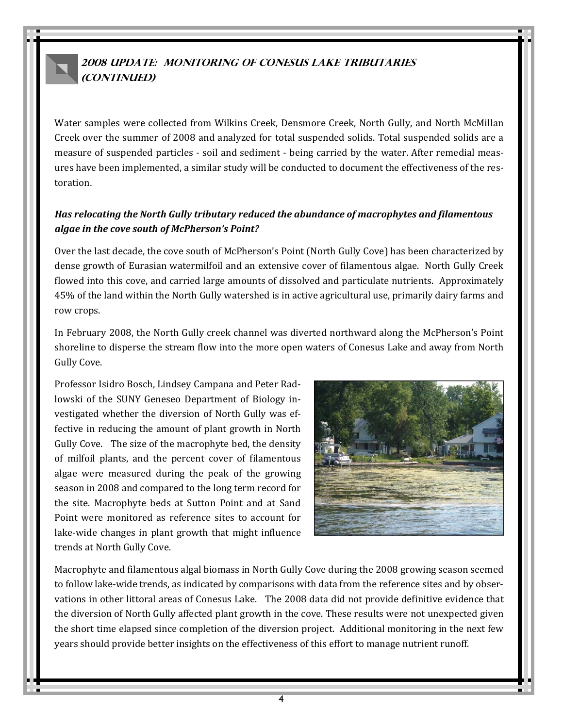## 2008 Update: Monitoring of Conesus Lake Tributaries (continued)

Water samples were collected from Wilkins Creek, Densmore Creek, North Gully, and North McMillan Creek over the summer of 2008 and analyzed for total suspended solids. Total suspended solids are a measure of suspended particles - soil and sediment - being carried by the water. After remedial measures have been implemented, a similar study will be conducted to document the effectiveness of the restoration.

***Has relocating the North Gully tributary reduced the abundance of macrophytes and filamentous algae in the cove south of McPherson's Point?***

Over the last decade, the cove south of McPherson's Point (North Gully Cove) has been characterized by dense growth of Eurasian watermilfoil and an extensive cover of filamentous algae. North Gully Creek flowed into this cove, and carried large amounts of dissolved and particulate nutrients. Approximately 45% of the land within the North Gully watershed is in active agricultural use, primarily dairy farms and row crops.

In February 2008, the North Gully creek channel was diverted northward along the McPherson's Point shoreline to disperse the stream flow into the more open waters of Conesus Lake and away from North Gully Cove.

Professor Isidro Bosch, Lindsey Campana and Peter Radlowski of the SUNY Geneseo Department of Biology investigated whether the diversion of North Gully was effective in reducing the amount of plant growth in North Gully Cove. The size of the macrophyte bed, the density of milfoil plants, and the percent cover of filamentous algae were measured during the peak of the growing season in 2008 and compared to the long term record for the site. Macrophyte beds at Sutton Point and at Sand Point were monitored as reference sites to account for lake-wide changes in plant growth that might influence trends at North Gully Cove.

Macrophyte and filamentous algal biomass in North Gully Cove during the 2008 growing season seemed to follow lake-wide trends, as indicated by comparisons with data from the reference sites and by observations in other littoral areas of Conesus Lake. The 2008 data did not provide definitive evidence that the diversion of North Gully affected plant growth in the cove. These results were not unexpected given the short time elapsed since completion of the diversion project. Additional monitoring in the next few years should provide better insights on the effectiveness of this effort to manage nutrient runoff.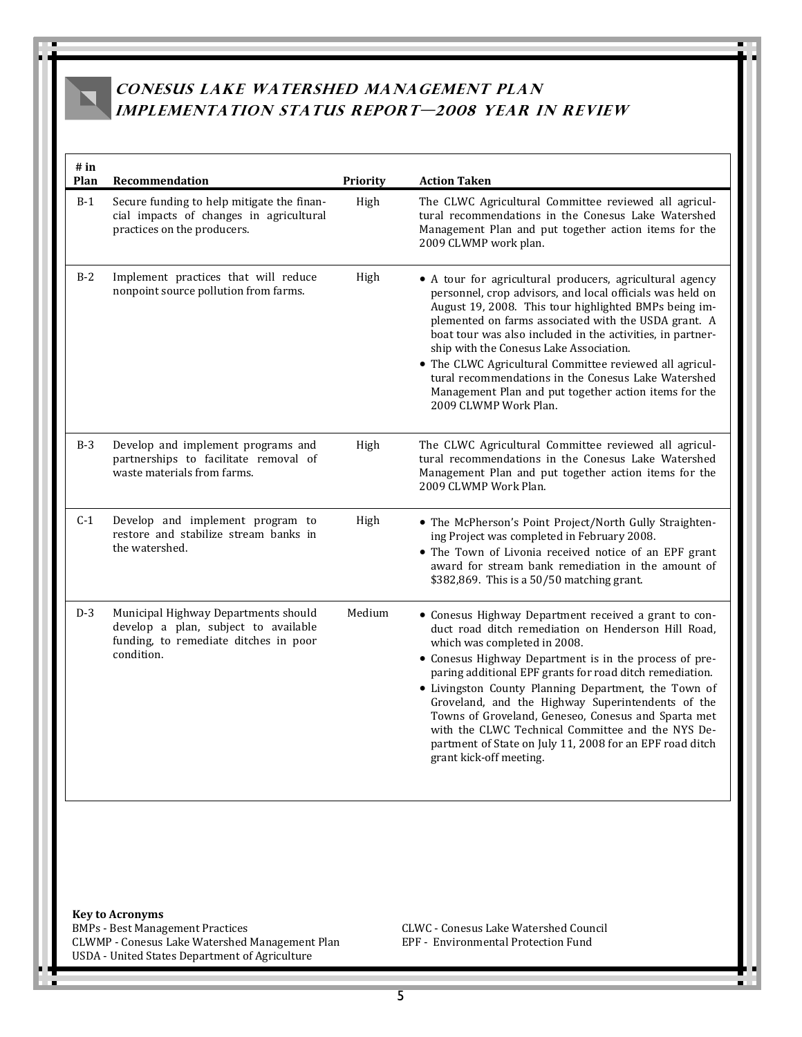# CONESUS LAKE WATERSHED MANAGEMENT PLAN IMPLEMENTATION STATUS REPORT—2008 YEAR IN REVIEW

| # in Plan | Recommendation | Priority | Action Taken |
|---|---|---|---|
| B-1 | Secure funding to help mitigate the financial impacts of changes in agricultural practices on the producers. | High | The CLWC Agricultural Committee reviewed all agricultural recommendations in the Conesus Lake Watershed Management Plan and put together action items for the 2009 CLWMP work plan. |
| B-2 | Implement practices that will reduce nonpoint source pollution from farms. | High | • A tour for agricultural producers, agricultural agency personnel, crop advisors, and local officials was held on August 19, 2008. This tour highlighted BMPs being implemented on farms associated with the USDA grant. A boat tour was also included in the activities, in partnership with the Conesus Lake Association.<br>• The CLWC Agricultural Committee reviewed all agricultural recommendations in the Conesus Lake Watershed Management Plan and put together action items for the 2009 CLWMP Work Plan. |
| B-3 | Develop and implement programs and partnerships to facilitate removal of waste materials from farms. | High | The CLWC Agricultural Committee reviewed all agricultural recommendations in the Conesus Lake Watershed Management Plan and put together action items for the 2009 CLWMP Work Plan. |
| C-1 | Develop and implement program to restore and stabilize stream banks in the watershed. | High | • The McPherson's Point Project/North Gully Straightening Project was completed in February 2008.<br>• The Town of Livonia received notice of an EPF grant award for stream bank remediation in the amount of $382,869. This is a 50/50 matching grant. |
| D-3 | Municipal Highway Departments should develop a plan, subject to available funding, to remediate ditches in poor condition. | Medium | • Conesus Highway Department received a grant to conduct road ditch remediation on Henderson Hill Road, which was completed in 2008.<br>• Conesus Highway Department is in the process of preparing additional EPF grants for road ditch remediation.<br>• Livingston County Planning Department, the Town of Groveland, and the Highway Superintendents of the Towns of Groveland, Geneseo, Conesus and Sparta met with the CLWC Technical Committee and the NYS Department of State on July 11, 2008 for an EPF road ditch grant kick-off meeting. |

**Key to Acronyms**

BMPs - Best Management Practices
CLWMP - Conesus Lake Watershed Management Plan
USDA - United States Department of Agriculture
CLWC - Conesus Lake Watershed Council
EPF - Environmental Protection Fund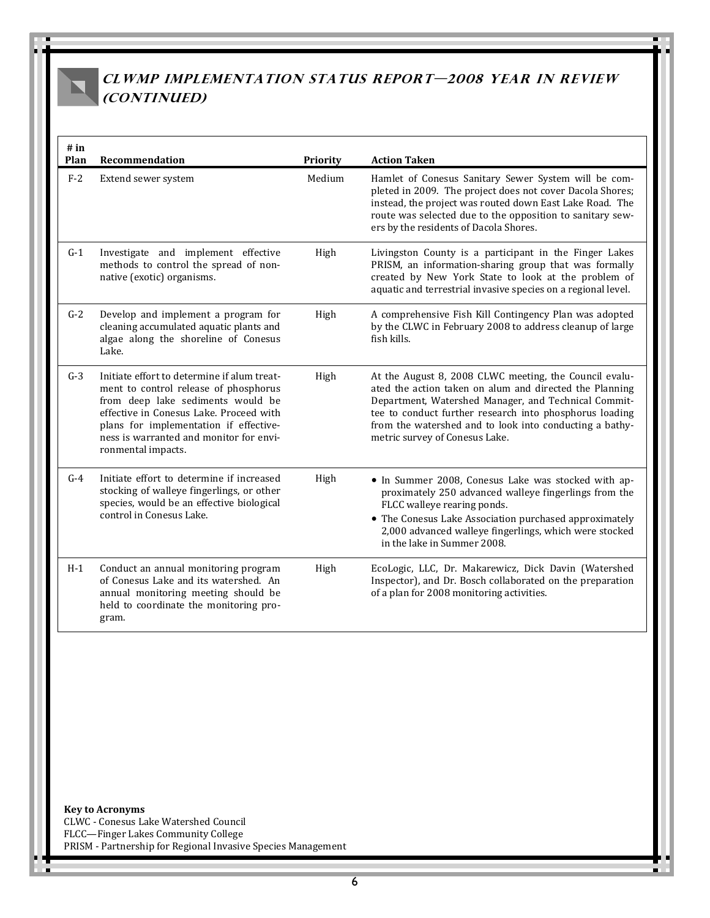## CLWMP Implementation Status Report—2008 Year in Review (Continued)

| # in Plan | Recommendation | Priority | Action Taken |
|---|---|---|---|
| F-2 | Extend sewer system | Medium | Hamlet of Conesus Sanitary Sewer System will be completed in 2009. The project does not cover Dacola Shores; instead, the project was routed down East Lake Road. The route was selected due to the opposition to sanitary sewers by the residents of Dacola Shores. |
| G-1 | Investigate and implement effective methods to control the spread of non-native (exotic) organisms. | High | Livingston County is a participant in the Finger Lakes PRISM, an information-sharing group that was formally created by New York State to look at the problem of aquatic and terrestrial invasive species on a regional level. |
| G-2 | Develop and implement a program for cleaning accumulated aquatic plants and algae along the shoreline of Conesus Lake. | High | A comprehensive Fish Kill Contingency Plan was adopted by the CLWC in February 2008 to address cleanup of large fish kills. |
| G-3 | Initiate effort to determine if alum treatment to control release of phosphorus from deep lake sediments would be effective in Conesus Lake. Proceed with plans for implementation if effectiveness is warranted and monitor for environmental impacts. | High | At the August 8, 2008 CLWC meeting, the Council evaluated the action taken on alum and directed the Planning Department, Watershed Manager, and Technical Committee to conduct further research into phosphorus loading from the watershed and to look into conducting a bathymetric survey of Conesus Lake. |
| G-4 | Initiate effort to determine if increased stocking of walleye fingerlings, or other species, would be an effective biological control in Conesus Lake. | High | • In Summer 2008, Conesus Lake was stocked with approximately 250 advanced walleye fingerlings from the FLCC walleye rearing ponds. <br> • The Conesus Lake Association purchased approximately 2,000 advanced walleye fingerlings, which were stocked in the lake in Summer 2008. |
| H-1 | Conduct an annual monitoring program of Conesus Lake and its watershed. An annual monitoring meeting should be held to coordinate the monitoring program. | High | EcoLogic, LLC, Dr. Makarewicz, Dick Davin (Watershed Inspector), and Dr. Bosch collaborated on the preparation of a plan for 2008 monitoring activities. |

**Key to Acronyms**
CLWC - Conesus Lake Watershed Council
FLCC—Finger Lakes Community College
PRISM - Partnership for Regional Invasive Species Management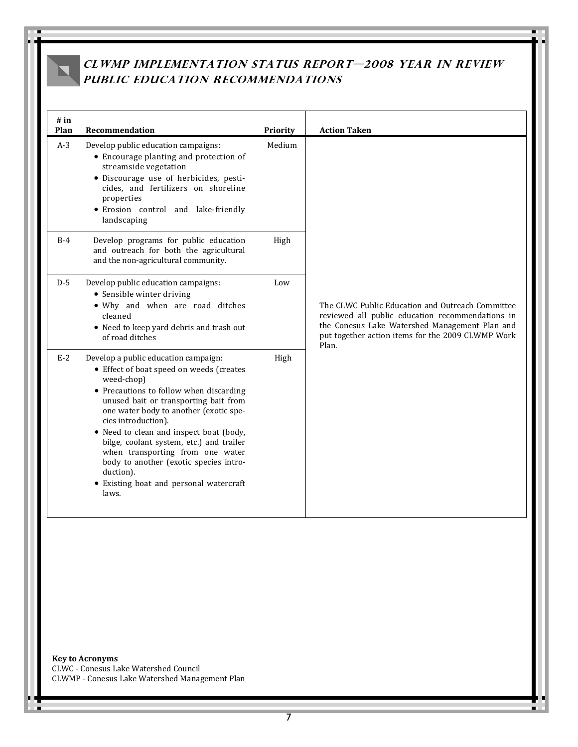## CLWMP IMPLEMENTATION STATUS REPORT—2008 YEAR IN REVIEW
## PUBLIC EDUCATION RECOMMENDATIONS

| # in Plan | Recommendation | Priority | Action Taken |
|---|---|---|---|
| A-3 | Develop public education campaigns:<br>• Encourage planting and protection of streamside vegetation<br>• Discourage use of herbicides, pesticides, and fertilizers on shoreline properties<br>• Erosion control and lake-friendly landscaping | Medium | The CLWC Public Education and Outreach Committee reviewed all public education recommendations in the Conesus Lake Watershed Management Plan and put together action items for the 2009 CLWMP Work Plan. |
| B-4 | Develop programs for public education and outreach for both the agricultural and the non-agricultural community. | High | |
| D-5 | Develop public education campaigns:<br>• Sensible winter driving<br>• Why and when are road ditches cleaned<br>• Need to keep yard debris and trash out of road ditches | Low | |
| E-2 | Develop a public education campaign:<br>• Effect of boat speed on weeds (creates weed-chop)<br>• Precautions to follow when discarding unused bait or transporting bait from one water body to another (exotic species introduction).<br>• Need to clean and inspect boat (body, bilge, coolant system, etc.) and trailer when transporting from one water body to another (exotic species introduction).<br>• Existing boat and personal watercraft laws. | High | |

**Key to Acronyms**
CLWC - Conesus Lake Watershed Council
CLWMP - Conesus Lake Watershed Management Plan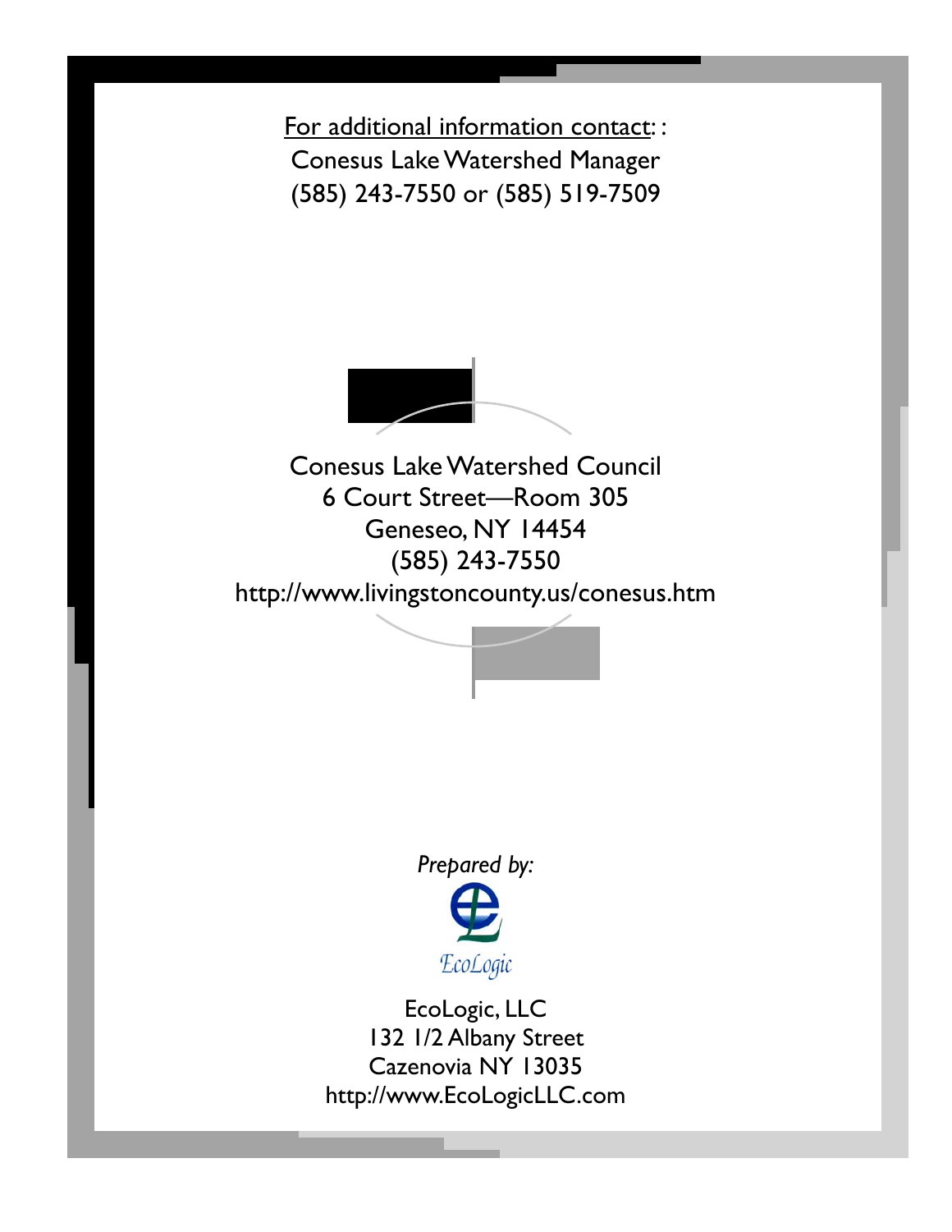For additional information contact: :
Conesus Lake Watershed Manager
(585) 243-7550 or (585) 519-7509

Conesus Lake Watershed Council
6 Court Street—Room 305
Geneseo, NY 14454
(585) 243-7550
http://www.livingstoncounty.us/conesus.htm

*Prepared by:*

EcoLogic

EcoLogic, LLC
132 1/2 Albany Street
Cazenovia NY 13035
http://www.EcoLogicLLC.com